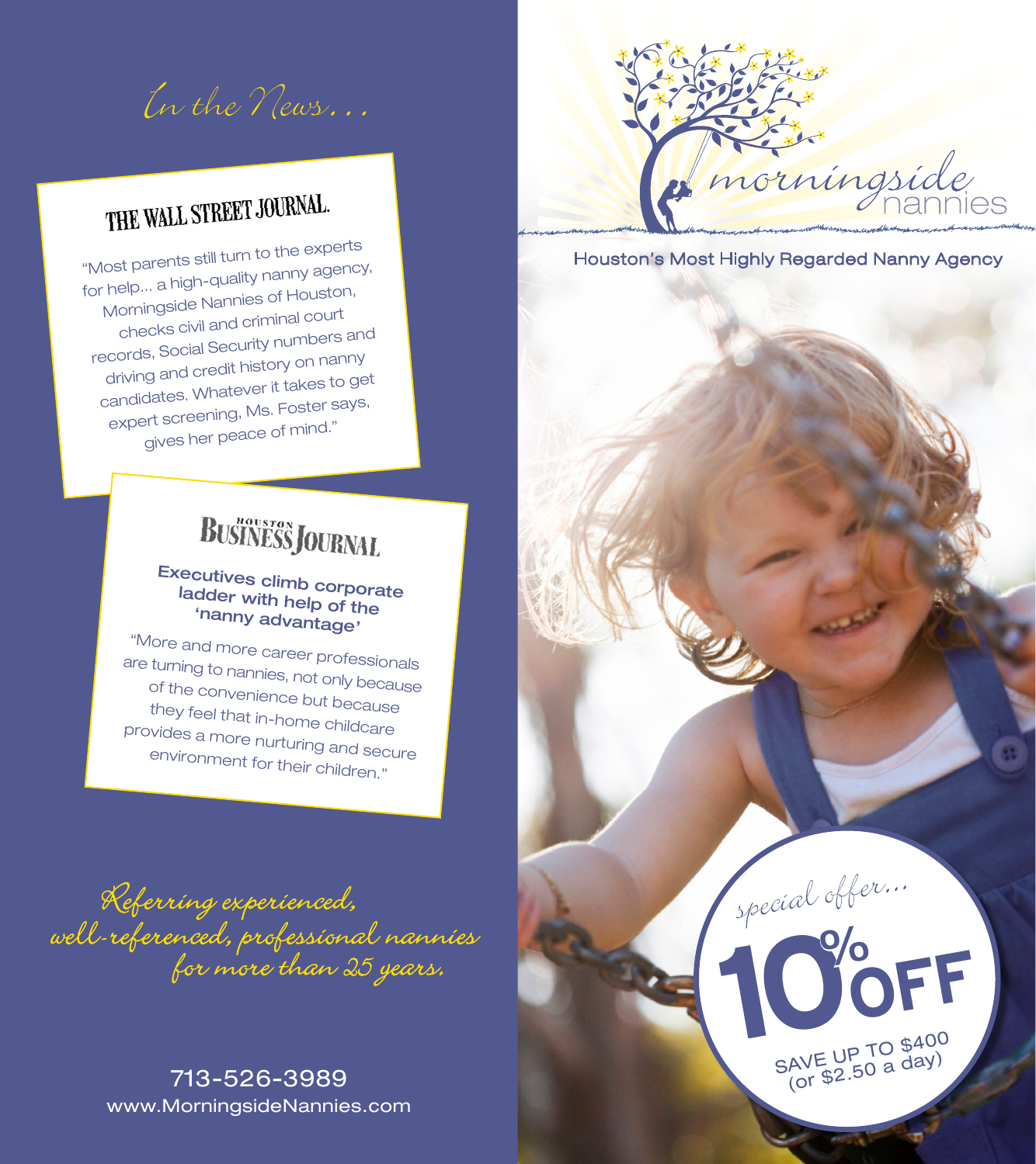*In the News...*

**THE WALL STREET JOURNAL.**

"Most parents still turn to the experts for help... a high-quality nanny agency, Morningside Nannies of Houston, checks civil and criminal court records, Social Security numbers and driving and credit history on nanny candidates. Whatever it takes to get expert screening, Ms. Foster says, gives her peace of mind."

**HOUSTON BUSINESS JOURNAL**

**Executives climb corporate ladder with help of the 'nanny advantage'**

"More and more career professionals are turning to nannies, not only because of the convenience but because they feel that in-home childcare provides a more nurturing and secure environment for their children."

*Referring experienced, well-referenced, professional nannies for more than 25 years.*

713-526-3989
www.MorningsideNannies.com

# morningside nannies

Houston's Most Highly Regarded Nanny Agency

*special offer...*

**10% OFF**

SAVE UP TO $400
(or $2.50 a day)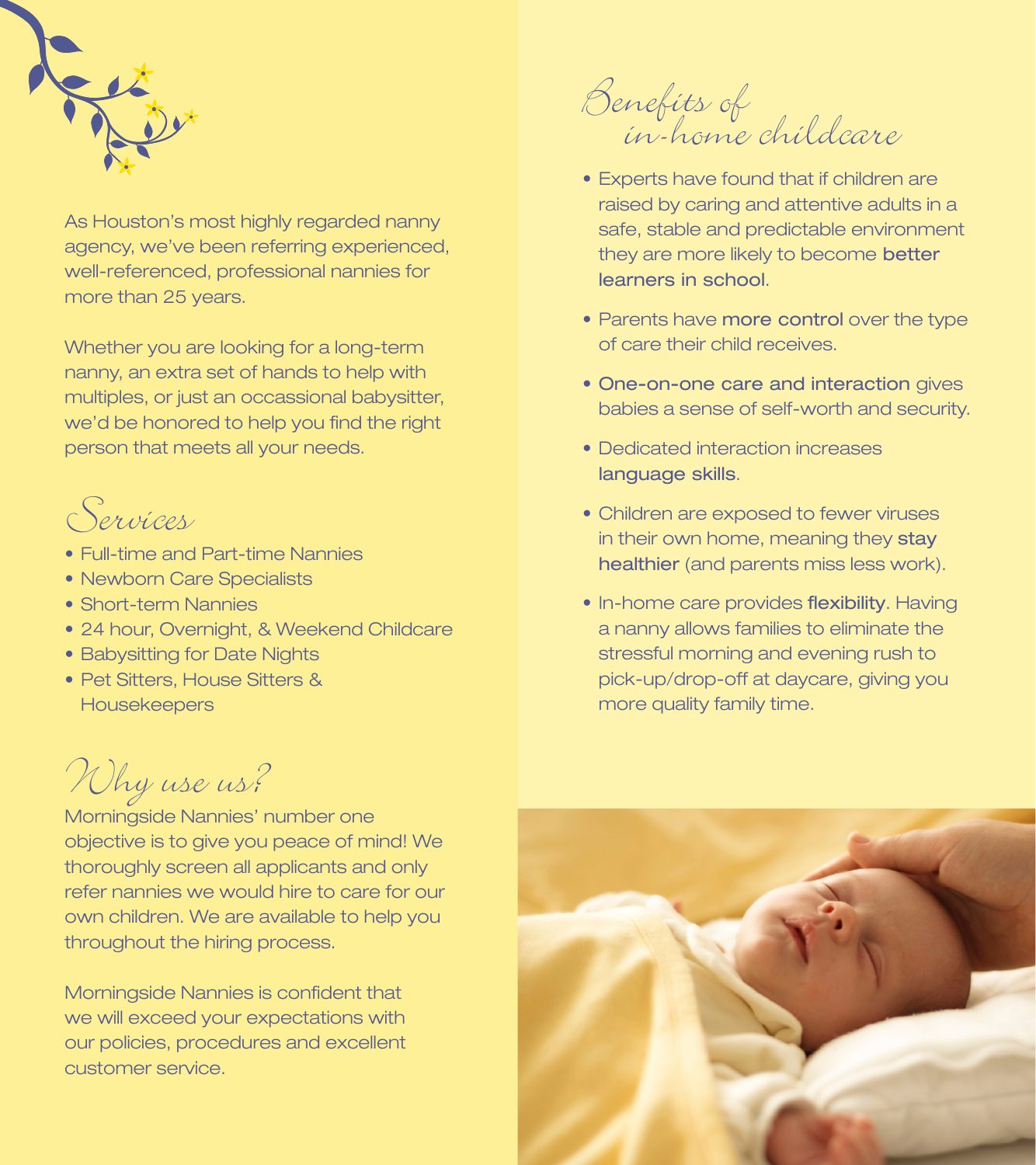As Houston's most highly regarded nanny agency, we've been referring experienced, well-referenced, professional nannies for more than 25 years.

Whether you are looking for a long-term nanny, an extra set of hands to help with multiples, or just an occassional babysitter, we'd be honored to help you find the right person that meets all your needs.

## Services

- Full-time and Part-time Nannies
- Newborn Care Specialists
- Short-term Nannies
- 24 hour, Overnight, & Weekend Childcare
- Babysitting for Date Nights
- Pet Sitters, House Sitters & Housekeepers

## Why use us?

Morningside Nannies' number one objective is to give you peace of mind! We thoroughly screen all applicants and only refer nannies we would hire to care for our own children. We are available to help you throughout the hiring process.

Morningside Nannies is confident that we will exceed your expectations with our policies, procedures and excellent customer service.

## Benefits of in-home childcare

- Experts have found that if children are raised by caring and attentive adults in a safe, stable and predictable environment they are more likely to become **better learners in school**.
- Parents have **more control** over the type of care their child receives.
- **One-on-one care and interaction** gives babies a sense of self-worth and security.
- Dedicated interaction increases **language skills**.
- Children are exposed to fewer viruses in their own home, meaning they **stay healthier** (and parents miss less work).
- In-home care provides **flexibility**. Having a nanny allows families to eliminate the stressful morning and evening rush to pick-up/drop-off at daycare, giving you more quality family time.